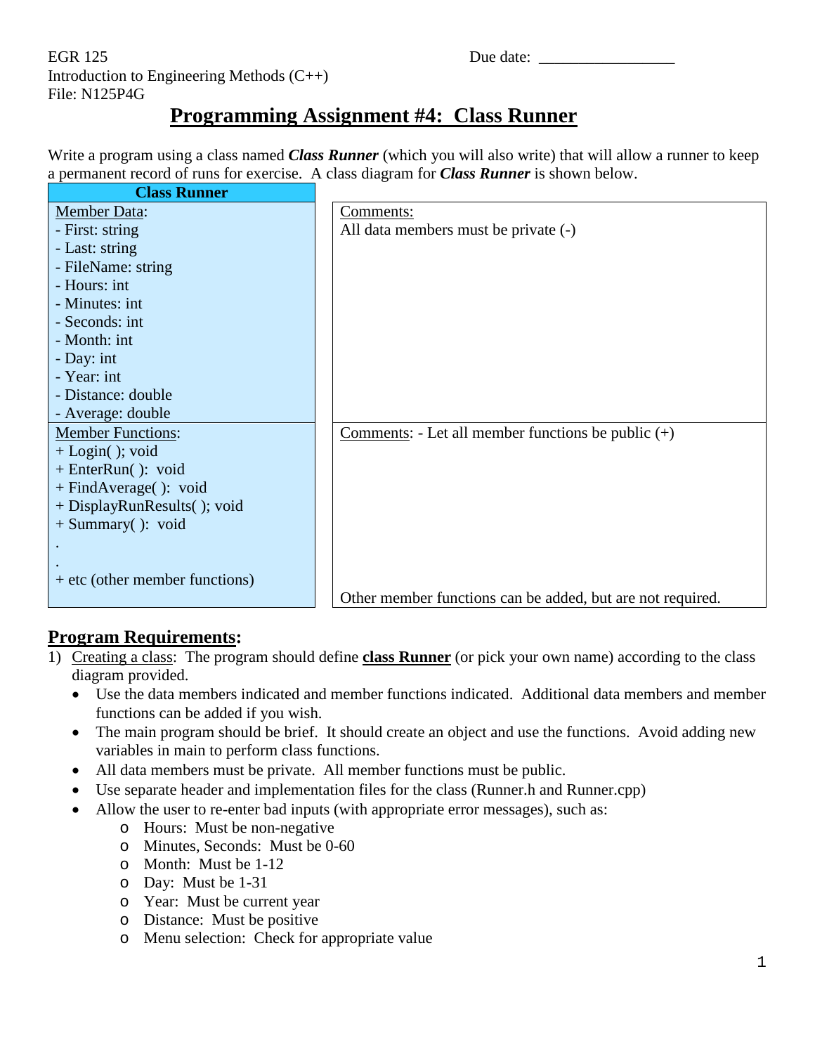EGR 125 Due date: _________________

Introduction to Engineering Methods (C++)

File: N125P4G

# Programming Assignment #4: Class Runner

Write a program using a class named ***Class Runner*** (which you will also write) that will allow a runner to keep a permanent record of runs for exercise. A class diagram for ***Class Runner*** is shown below.

| **Class Runner** | |
|---|---|
| <u>Member Data</u>:<br>- First: string<br>- Last: string<br>- FileName: string<br>- Hours: int<br>- Minutes: int<br>- Seconds: int<br>- Month: int<br>- Day: int<br>- Year: int<br>- Distance: double<br>- Average: double | <u>Comments:</u><br>All data members must be private (-) |
| <u>Member Functions</u>:<br>+ Login( ); void<br>+ EnterRun( ): void<br>+ FindAverage( ): void<br>+ DisplayRunResults( ); void<br>+ Summary( ): void<br>.<br>.<br>+ etc (other member functions) | <u>Comments</u>: - Let all member functions be public (+)<br><br>Other member functions can be added, but are not required. |

## Program Requirements:

1) <u>Creating a class</u>: The program should define **<u>class Runner</u>** (or pick your own name) according to the class diagram provided.
   - Use the data members indicated and member functions indicated. Additional data members and member functions can be added if you wish.
   - The main program should be brief. It should create an object and use the functions. Avoid adding new variables in main to perform class functions.
   - All data members must be private. All member functions must be public.
   - Use separate header and implementation files for the class (Runner.h and Runner.cpp)
   - Allow the user to re-enter bad inputs (with appropriate error messages), such as:
     - Hours: Must be non-negative
     - Minutes, Seconds: Must be 0-60
     - Month: Must be 1-12
     - Day: Must be 1-31
     - Year: Must be current year
     - Distance: Must be positive
     - Menu selection: Check for appropriate value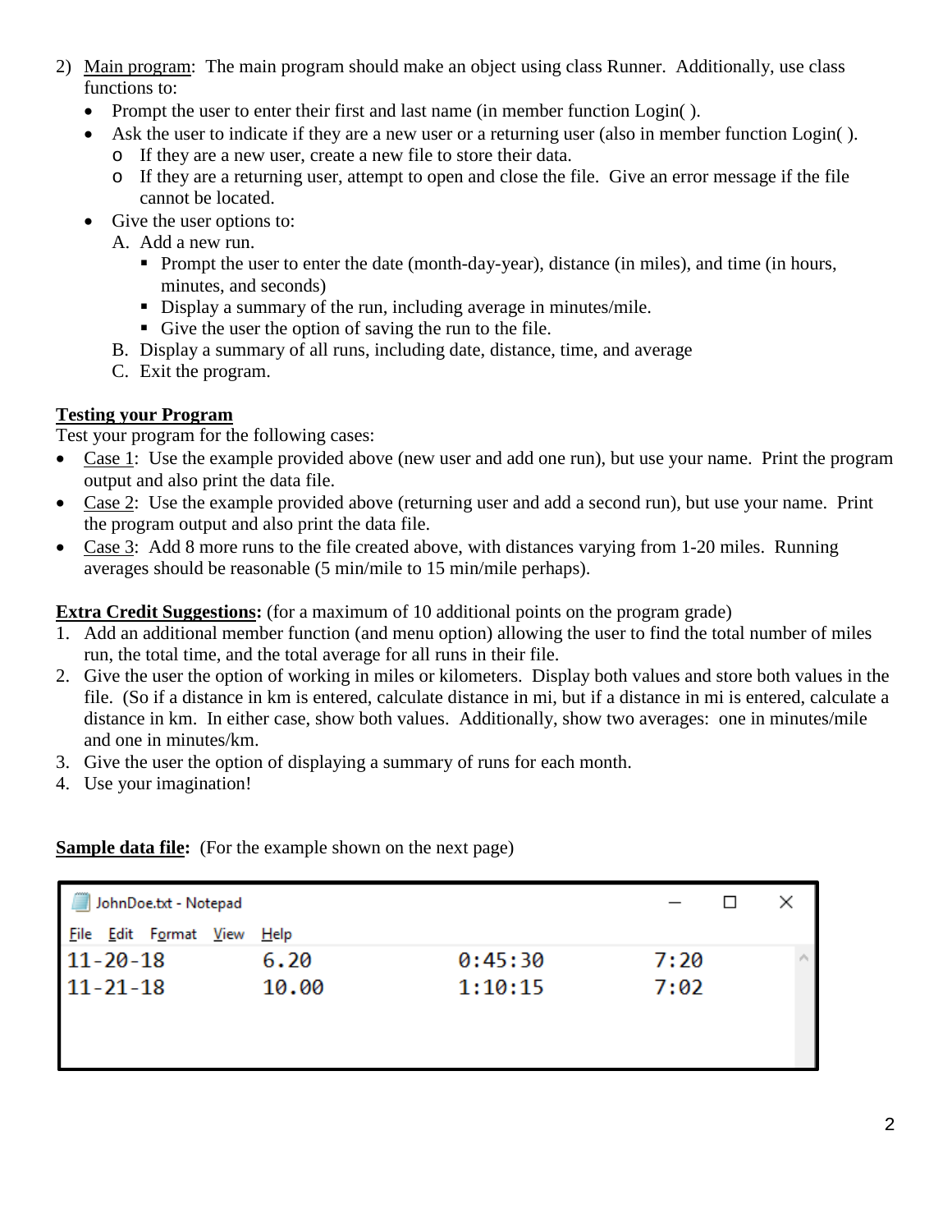2) Main program: The main program should make an object using class Runner. Additionally, use class functions to:
   - Prompt the user to enter their first and last name (in member function Login( ).
   - Ask the user to indicate if they are a new user or a returning user (also in member function Login( ).
     - If they are a new user, create a new file to store their data.
     - If they are a returning user, attempt to open and close the file. Give an error message if the file cannot be located.
   - Give the user options to:
     A. Add a new run.
        - Prompt the user to enter the date (month-day-year), distance (in miles), and time (in hours, minutes, and seconds)
        - Display a summary of the run, including average in minutes/mile.
        - Give the user the option of saving the run to the file.
     
     B. Display a summary of all runs, including date, distance, time, and average
     
     C. Exit the program.

**Testing your Program**

Test your program for the following cases:

- Case 1: Use the example provided above (new user and add one run), but use your name. Print the program output and also print the data file.
- Case 2: Use the example provided above (returning user and add a second run), but use your name. Print the program output and also print the data file.
- Case 3: Add 8 more runs to the file created above, with distances varying from 1-20 miles. Running averages should be reasonable (5 min/mile to 15 min/mile perhaps).

**Extra Credit Suggestions:** (for a maximum of 10 additional points on the program grade)

1. Add an additional member function (and menu option) allowing the user to find the total number of miles run, the total time, and the total average for all runs in their file.
2. Give the user the option of working in miles or kilometers. Display both values and store both values in the file. (So if a distance in km is entered, calculate distance in mi, but if a distance in mi is entered, calculate a distance in km. In either case, show both values. Additionally, show two averages: one in minutes/mile and one in minutes/km.
3. Give the user the option of displaying a summary of runs for each month.
4. Use your imagination!

**Sample data file:** (For the example shown on the next page)

JohnDoe.txt - Notepad

```
11-20-18        6.20            0:45:30         7:20
11-21-18        10.00           1:10:15         7:02
```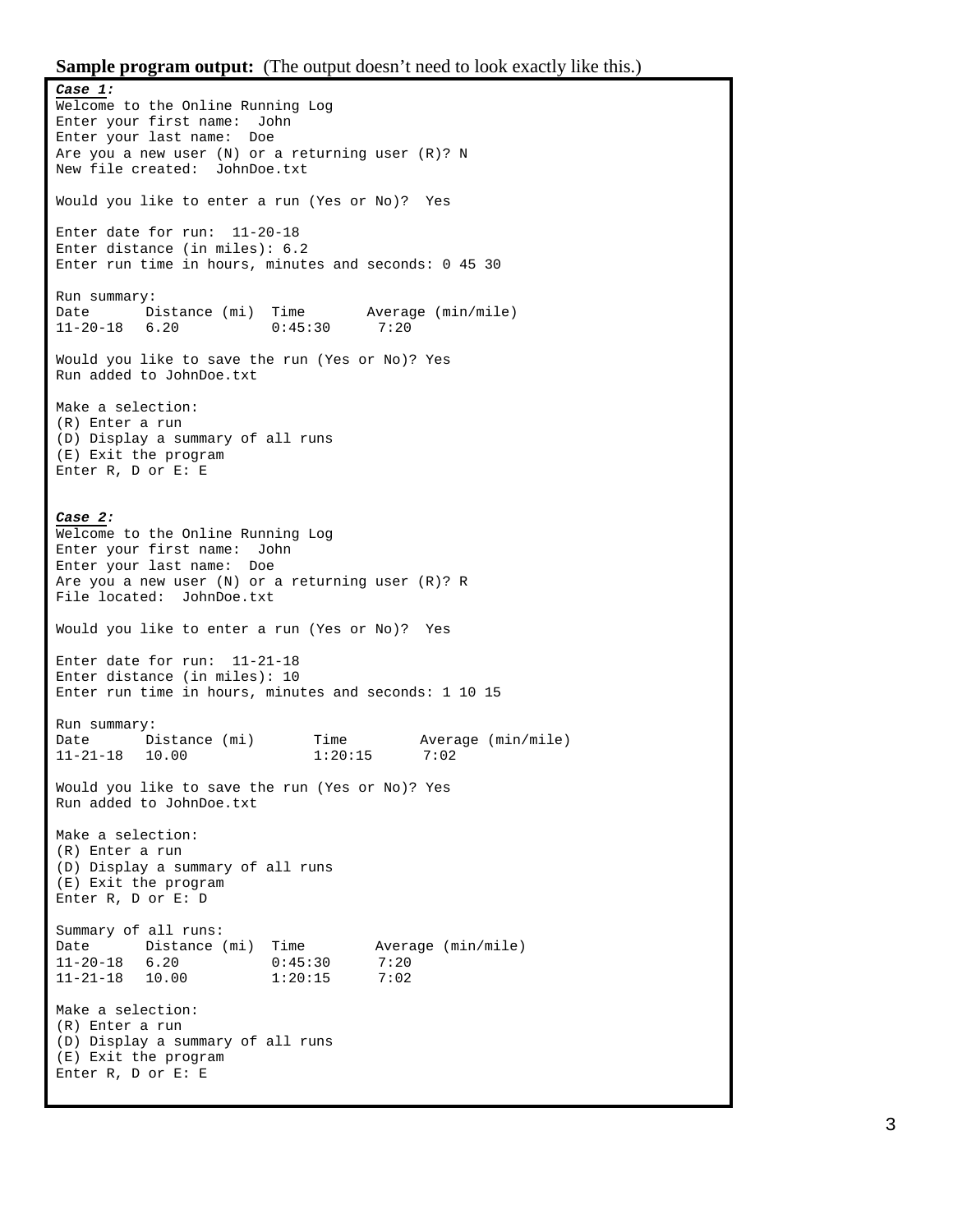**Sample program output:** (The output doesn't need to look exactly like this.)

```
Case 1:
Welcome to the Online Running Log
Enter your first name:  John
Enter your last name:  Doe
Are you a new user (N) or a returning user (R)? N
New file created:  JohnDoe.txt

Would you like to enter a run (Yes or No)?  Yes

Enter date for run:  11-20-18
Enter distance (in miles): 6.2
Enter run time in hours, minutes and seconds: 0 45 30

Run summary:
Date       Distance (mi)  Time       Average (min/mile)
11-20-18   6.20           0:45:30     7:20

Would you like to save the run (Yes or No)? Yes
Run added to JohnDoe.txt

Make a selection:
(R) Enter a run
(D) Display a summary of all runs
(E) Exit the program
Enter R, D or E: E


Case 2:
Welcome to the Online Running Log
Enter your first name:  John
Enter your last name:  Doe
Are you a new user (N) or a returning user (R)? R
File located:  JohnDoe.txt

Would you like to enter a run (Yes or No)?  Yes

Enter date for run:  11-21-18
Enter distance (in miles): 10
Enter run time in hours, minutes and seconds: 1 10 15

Run summary:
Date       Distance (mi)       Time         Average (min/mile)
11-21-18   10.00               1:20:15      7:02

Would you like to save the run (Yes or No)? Yes
Run added to JohnDoe.txt

Make a selection:
(R) Enter a run
(D) Display a summary of all runs
(E) Exit the program
Enter R, D or E: D

Summary of all runs:
Date       Distance (mi)  Time        Average (min/mile)
11-20-18   6.20           0:45:30      7:20
11-21-18   10.00          1:20:15      7:02

Make a selection:
(R) Enter a run
(D) Display a summary of all runs
(E) Exit the program
Enter R, D or E: E
```